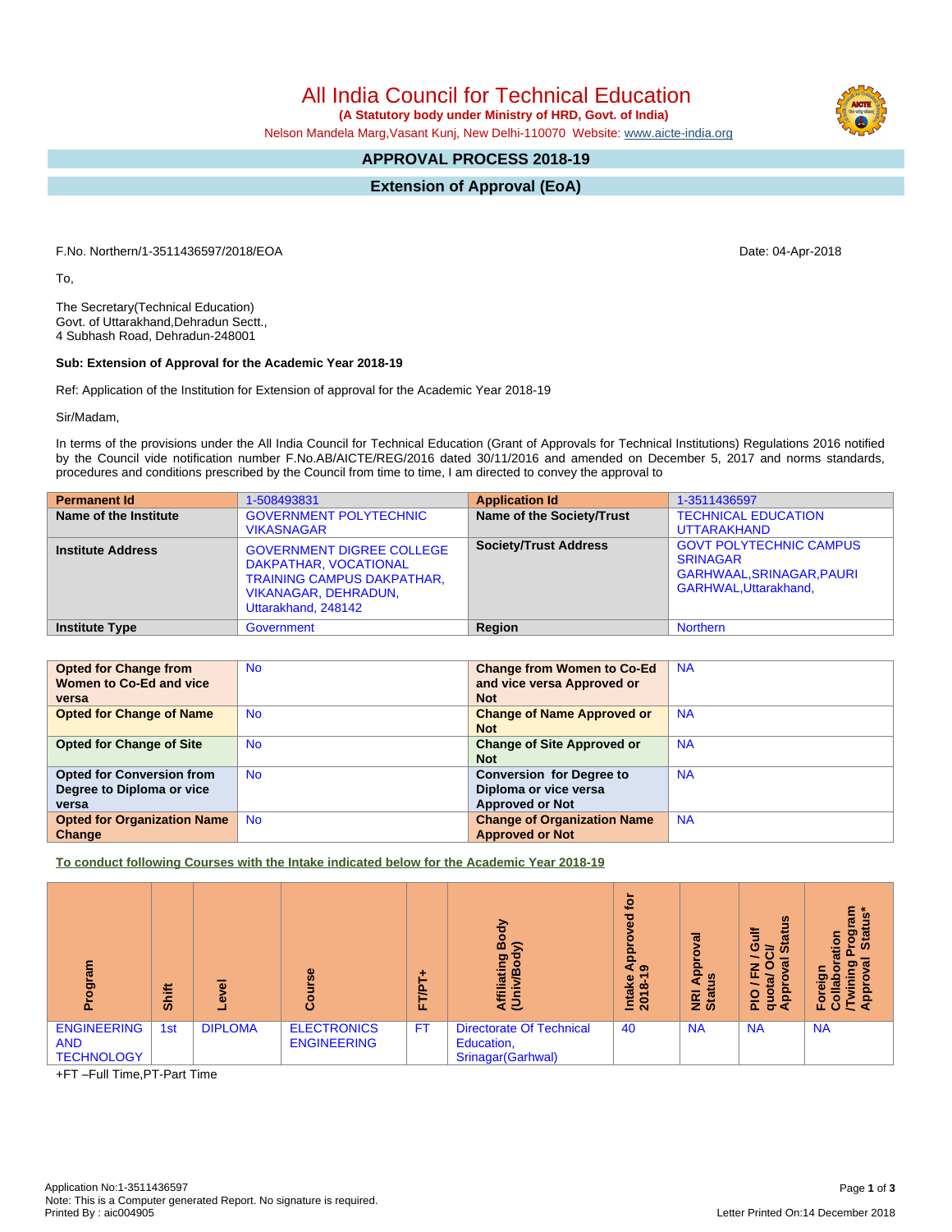# All India Council for Technical Education

**(A Statutory body under Ministry of HRD, Govt. of India)**

Nelson Mandela Marg,Vasant Kunj, New Delhi-110070 Website: www.aicte-india.org

## APPROVAL PROCESS 2018-19

## Extension of Approval (EoA)

F.No. Northern/1-3511436597/2018/EOA

Date: 04-Apr-2018

To,

The Secretary(Technical Education)
Govt. of Uttarakhand,Dehradun Sectt.,
4 Subhash Road, Dehradun-248001

**Sub: Extension of Approval for the Academic Year 2018-19**

Ref: Application of the Institution for Extension of approval for the Academic Year 2018-19

Sir/Madam,

In terms of the provisions under the All India Council for Technical Education (Grant of Approvals for Technical Institutions) Regulations 2016 notified by the Council vide notification number F.No.AB/AICTE/REG/2016 dated 30/11/2016 and amended on December 5, 2017 and norms standards, procedures and conditions prescribed by the Council from time to time, I am directed to convey the approval to

| **Permanent Id** | 1-508493831 | **Application Id** | 1-3511436597 |
|---|---|---|---|
| **Name of the Institute** | GOVERNMENT POLYTECHNIC VIKASNAGAR | **Name of the Society/Trust** | TECHNICAL EDUCATION UTTARAKHAND |
| **Institute Address** | GOVERNMENT DIGREE COLLEGE DAKPATHAR, VOCATIONAL TRAINING CAMPUS DAKPATHAR, VIKANAGAR, DEHRADUN, Uttarakhand, 248142 | **Society/Trust Address** | GOVT POLYTECHNIC CAMPUS SRINAGAR GARHWAAL,SRINAGAR,PAURI GARHWAL,Uttarakhand, |
| **Institute Type** | Government | **Region** | Northern |

| **Opted for Change from Women to Co-Ed and vice versa** | No | **Change from Women to Co-Ed and vice versa Approved or Not** | NA |
|---|---|---|---|
| **Opted for Change of Name** | No | **Change of Name Approved or Not** | NA |
| **Opted for Change of Site** | No | **Change of Site Approved or Not** | NA |
| **Opted for Conversion from Degree to Diploma or vice versa** | No | **Conversion for Degree to Diploma or vice versa Approved or Not** | NA |
| **Opted for Organization Name Change** | No | **Change of Organization Name Approved or Not** | NA |

**To conduct following Courses with the Intake indicated below for the Academic Year 2018-19**

| Program | Shift | Level | Course | FT/PT+ | Affiliating Body (Univ/Body) | Intake Approved for 2018-19 | NRI Approval Status | PIO / FN / Gulf quota/ OCI/ Approval Status | Foreign Collaboration /Twining Program Approval Status* |
|---|---|---|---|---|---|---|---|---|---|
| ENGINEERING AND TECHNOLOGY | 1st | DIPLOMA | ELECTRONICS ENGINEERING | FT | Directorate Of Technical Education, Srinagar(Garhwal) | 40 | NA | NA | NA |

+FT –Full Time,PT-Part Time

Application No:1-3511436597
Note: This is a Computer generated Report. No signature is required.
Printed By : aic004905

Letter Printed On:14 December 2018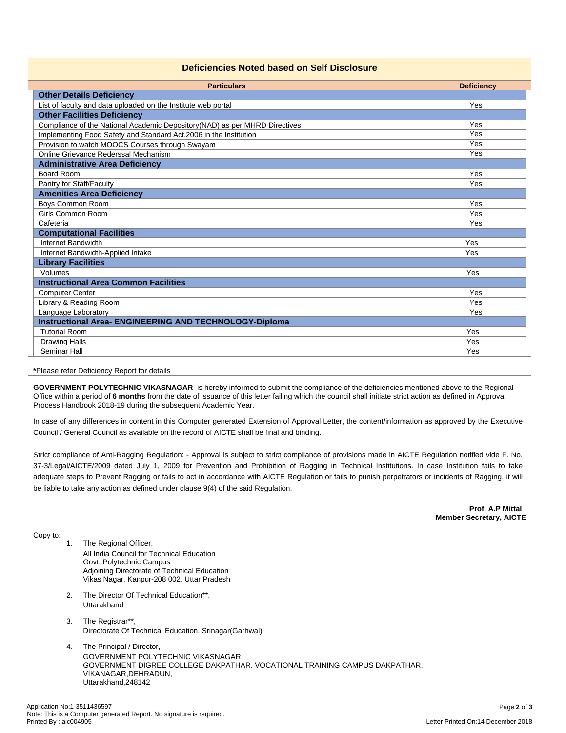## Deficiencies Noted based on Self Disclosure

| Particulars | Deficiency |
|---|---|
| **Other Details Deficiency** | |
| List of faculty and data uploaded on the Institute web portal | Yes |
| **Other Facilities Deficiency** | |
| Compliance of the National Academic Depository(NAD) as per MHRD Directives | Yes |
| Implementing Food Safety and Standard Act,2006 in the Institution | Yes |
| Provision to watch MOOCS Courses through Swayam | Yes |
| Online Grievance Rederssal Mechanism | Yes |
| **Administrative Area Deficiency** | |
| Board Room | Yes |
| Pantry for Staff/Faculty | Yes |
| **Amenities Area Deficiency** | |
| Boys Common Room | Yes |
| Girls Common Room | Yes |
| Cafeteria | Yes |
| **Computational Facilities** | |
| Internet Bandwidth | Yes |
| Internet Bandwidth-Applied Intake | Yes |
| **Library Facilities** | |
| Volumes | Yes |
| **Instructional Area Common Facilities** | |
| Computer Center | Yes |
| Library & Reading Room | Yes |
| Language Laboratory | Yes |
| **Instructional Area- ENGINEERING AND TECHNOLOGY-Diploma** | |
| Tutorial Room | Yes |
| Drawing Halls | Yes |
| Seminar Hall | Yes |

***Please refer Deficiency Report for details**

**GOVERNMENT POLYTECHNIC VIKASNAGAR** is hereby informed to submit the compliance of the deficiencies mentioned above to the Regional Office within a period of **6 months** from the date of issuance of this letter failing which the council shall initiate strict action as defined in Approval Process Handbook 2018-19 during the subsequent Academic Year.

In case of any differences in content in this Computer generated Extension of Approval Letter, the content/information as approved by the Executive Council / General Council as available on the record of AICTE shall be final and binding.

Strict compliance of Anti-Ragging Regulation: - Approval is subject to strict compliance of provisions made in AICTE Regulation notified vide F. No. 37-3/Legal/AICTE/2009 dated July 1, 2009 for Prevention and Prohibition of Ragging in Technical Institutions. In case Institution fails to take adequate steps to Prevent Ragging or fails to act in accordance with AICTE Regulation or fails to punish perpetrators or incidents of Ragging, it will be liable to take any action as defined under clause 9(4) of the said Regulation.

**Prof. A.P Mittal**
**Member Secretary, AICTE**

Copy to:

1. The Regional Officer,
   All India Council for Technical Education
   Govt. Polytechnic Campus
   Adjoining Directorate of Technical Education
   Vikas Nagar, Kanpur-208 002, Uttar Pradesh

2. The Director Of Technical Education**,
   Uttarakhand

3. The Registrar**,
   Directorate Of Technical Education, Srinagar(Garhwal)

4. The Principal / Director,
   GOVERNMENT POLYTECHNIC VIKASNAGAR
   GOVERNMENT DIGREE COLLEGE DAKPATHAR, VOCATIONAL TRAINING CAMPUS DAKPATHAR,
   VIKANAGAR,DEHRADUN,
   Uttarakhand,248142

Application No:1-3511436597
Note: This is a Computer generated Report. No signature is required.
Printed By : aic004905

Letter Printed On:14 December 2018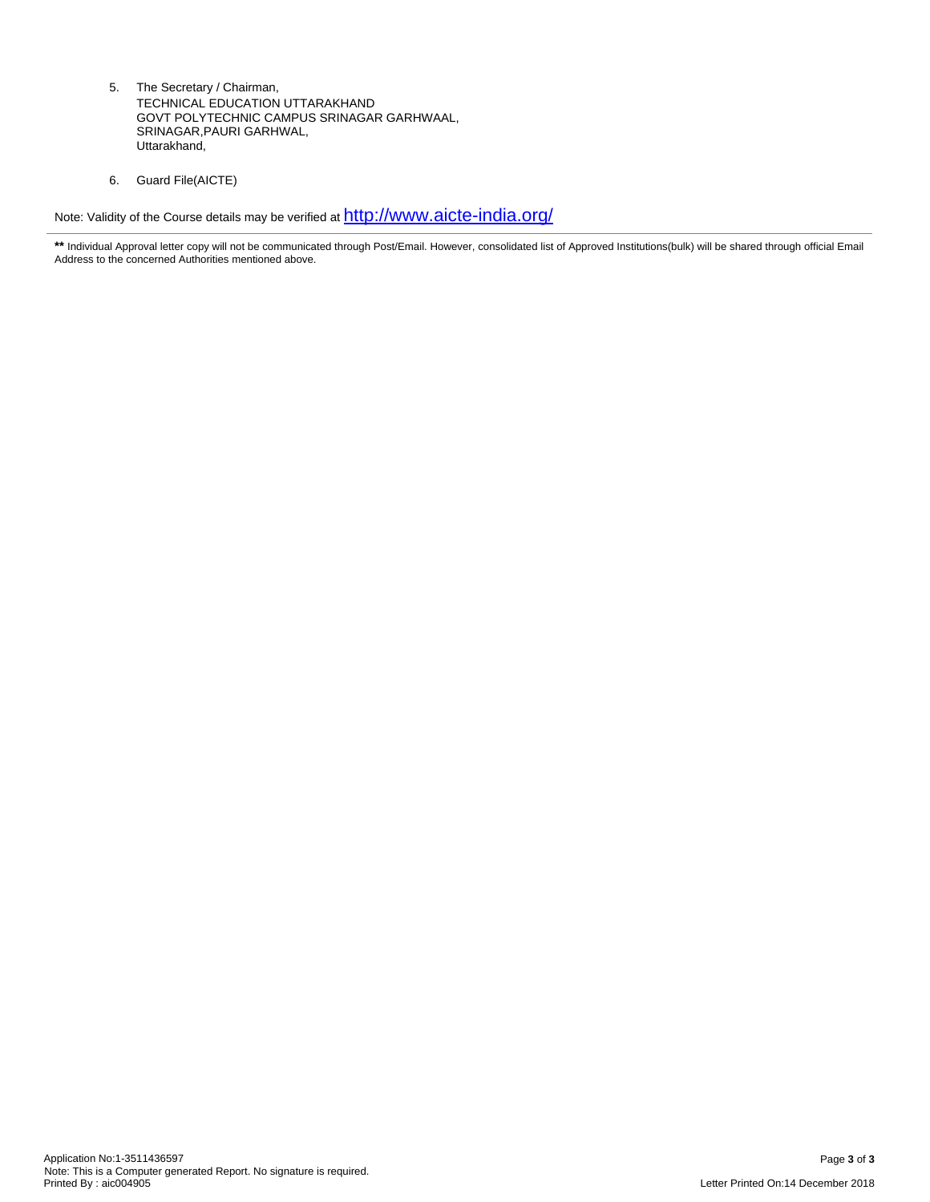5. The Secretary / Chairman,
   TECHNICAL EDUCATION UTTARAKHAND
   GOVT POLYTECHNIC CAMPUS SRINAGAR GARHWAAL,
   SRINAGAR,PAURI GARHWAL,
   Uttarakhand,

6. Guard File(AICTE)

Note: Validity of the Course details may be verified at http://www.aicte-india.org/

---

**\*\*** Individual Approval letter copy will not be communicated through Post/Email. However, consolidated list of Approved Institutions(bulk) will be shared through official Email Address to the concerned Authorities mentioned above.

Application No:1-3511436597
Note: This is a Computer generated Report. No signature is required.
Printed By : aic004905

Letter Printed On:14 December 2018